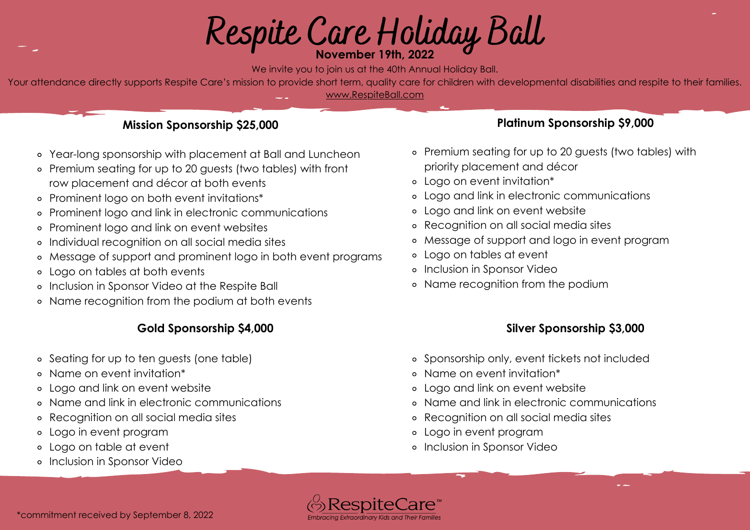# Respite Care Holiday Ball

**November 19th, 2022**

We invite you to join us at the 40th Annual Holiday Ball.

Your attendance directly supports Respite Care's mission to provide short term, quality care for children with developmental disabilities and respite to their families.

www.RespiteBall.com

## Mission Sponsorship $25,000

- Year-long sponsorship with placement at Ball and Luncheon
- Premium seating for up to 20 guests (two tables) with front row placement and décor at both events
- Prominent logo on both event invitations*
- Prominent logo and link in electronic communications
- Prominent logo and link on event websites
- Individual recognition on all social media sites
- Message of support and prominent logo in both event programs
- Logo on tables at both events
- Inclusion in Sponsor Video at the Respite Ball
- Name recognition from the podium at both events

## Platinum Sponsorship $9,000

- Premium seating for up to 20 guests (two tables) with priority placement and décor
- Logo on event invitation*
- Logo and link in electronic communications
- Logo and link on event website
- Recognition on all social media sites
- Message of support and logo in event program
- Logo on tables at event
- Inclusion in Sponsor Video
- Name recognition from the podium

## Gold Sponsorship $4,000

- Seating for up to ten guests (one table)
- Name on event invitation*
- Logo and link on event website
- Name and link in electronic communications
- Recognition on all social media sites
- Logo in event program
- Logo on table at event
- Inclusion in Sponsor Video

## Silver Sponsorship $3,000

- Sponsorship only, event tickets not included
- Name on event invitation*
- Logo and link on event website
- Name and link in electronic communications
- Recognition on all social media sites
- Logo in event program
- Inclusion in Sponsor Video

*commitment received by September 8, 2022

RespiteCare™
*Embracing Extraordinary Kids and Their Families*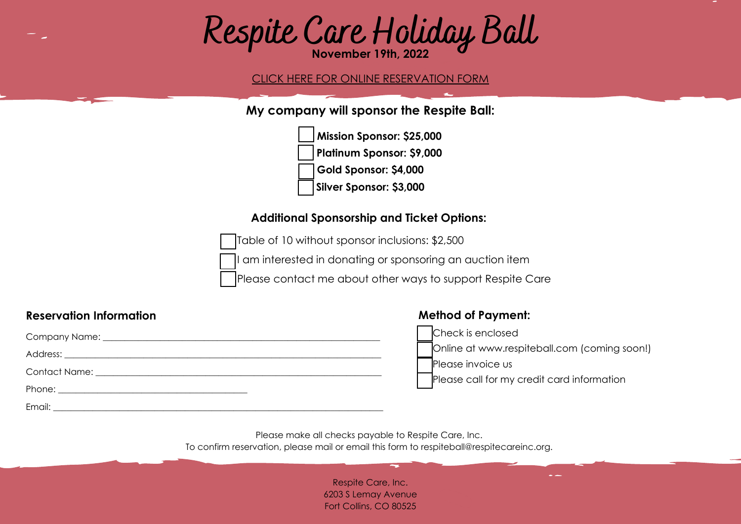# Respite Care Holiday Ball

**November 19th, 2022**

CLICK HERE FOR ONLINE RESERVATION FORM

## My company will sponsor the Respite Ball:

- [ ] **Mission Sponsor: $25,000**
- [ ] **Platinum Sponsor: $9,000**
- [ ] **Gold Sponsor: $4,000**
- [ ] **Silver Sponsor: $3,000**

## Additional Sponsorship and Ticket Options:

- [ ] Table of 10 without sponsor inclusions: $2,500
- [ ] I am interested in donating or sponsoring an auction item
- [ ] Please contact me about other ways to support Respite Care

## Reservation Information

Company Name: ____________________________________________

Address: ____________________________________________

Contact Name: ____________________________________________

Phone: ______________________________

Email: ____________________________________________

## Method of Payment:

- [ ] Check is enclosed
- [ ] Online at www.respiteball.com (coming soon!)
- [ ] Please invoice us
- [ ] Please call for my credit card information

Please make all checks payable to Respite Care, Inc.
To confirm reservation, please mail or email this form to respiteball@respitecareinc.org.

Respite Care, Inc.
6203 S Lemay Avenue
Fort Collins, CO 80525